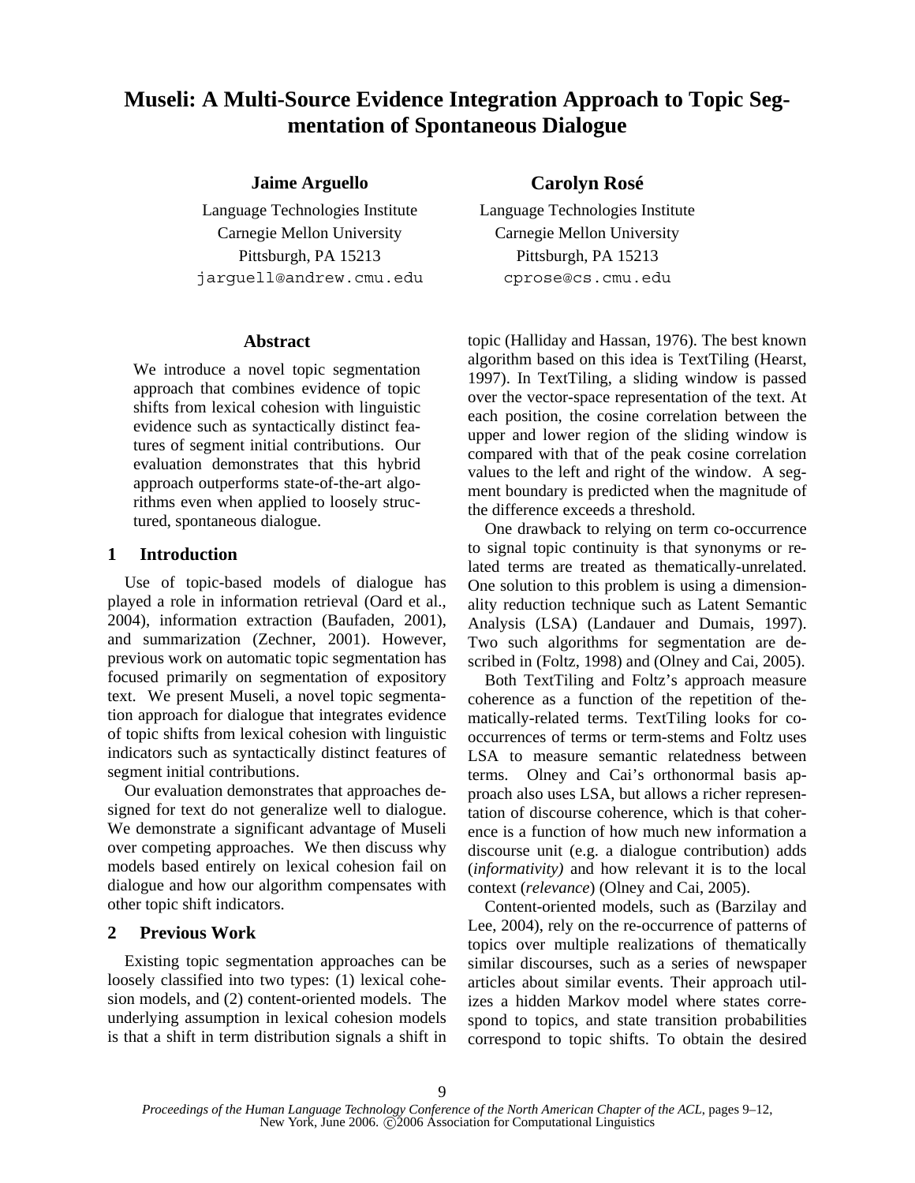# Museli: A Multi-Source Evidence Integration Approach to Topic Segmentation of Spontaneous Dialogue

**Jaime Arguello**
Language Technologies Institute
Carnegie Mellon University
Pittsburgh, PA 15213
jarguell@andrew.cmu.edu

**Carolyn Rosé**
Language Technologies Institute
Carnegie Mellon University
Pittsburgh, PA 15213
cprose@cs.cmu.edu

## Abstract

We introduce a novel topic segmentation approach that combines evidence of topic shifts from lexical cohesion with linguistic evidence such as syntactically distinct features of segment initial contributions. Our evaluation demonstrates that this hybrid approach outperforms state-of-the-art algorithms even when applied to loosely structured, spontaneous dialogue.

## 1 Introduction

Use of topic-based models of dialogue has played a role in information retrieval (Oard et al., 2004), information extraction (Baufaden, 2001), and summarization (Zechner, 2001). However, previous work on automatic topic segmentation has focused primarily on segmentation of expository text. We present Museli, a novel topic segmentation approach for dialogue that integrates evidence of topic shifts from lexical cohesion with linguistic indicators such as syntactically distinct features of segment initial contributions.

Our evaluation demonstrates that approaches designed for text do not generalize well to dialogue. We demonstrate a significant advantage of Museli over competing approaches. We then discuss why models based entirely on lexical cohesion fail on dialogue and how our algorithm compensates with other topic shift indicators.

## 2 Previous Work

Existing topic segmentation approaches can be loosely classified into two types: (1) lexical cohesion models, and (2) content-oriented models. The underlying assumption in lexical cohesion models is that a shift in term distribution signals a shift in topic (Halliday and Hassan, 1976). The best known algorithm based on this idea is TextTiling (Hearst, 1997). In TextTiling, a sliding window is passed over the vector-space representation of the text. At each position, the cosine correlation between the upper and lower region of the sliding window is compared with that of the peak cosine correlation values to the left and right of the window. A segment boundary is predicted when the magnitude of the difference exceeds a threshold.

One drawback to relying on term co-occurrence to signal topic continuity is that synonyms or related terms are treated as thematically-unrelated. One solution to this problem is using a dimensionality reduction technique such as Latent Semantic Analysis (LSA) (Landauer and Dumais, 1997). Two such algorithms for segmentation are described in (Foltz, 1998) and (Olney and Cai, 2005).

Both TextTiling and Foltz's approach measure coherence as a function of the repetition of thematically-related terms. TextTiling looks for co-occurrences of terms or term-stems and Foltz uses LSA to measure semantic relatedness between terms. Olney and Cai's orthonormal basis approach also uses LSA, but allows a richer representation of discourse coherence, which is that coherence is a function of how much new information a discourse unit (e.g. a dialogue contribution) adds (*informativity)* and how relevant it is to the local context (*relevance*) (Olney and Cai, 2005).

Content-oriented models, such as (Barzilay and Lee, 2004), rely on the re-occurrence of patterns of topics over multiple realizations of thematically similar discourses, such as a series of newspaper articles about similar events. Their approach utilizes a hidden Markov model where states correspond to topics, and state transition probabilities correspond to topic shifts. To obtain the desired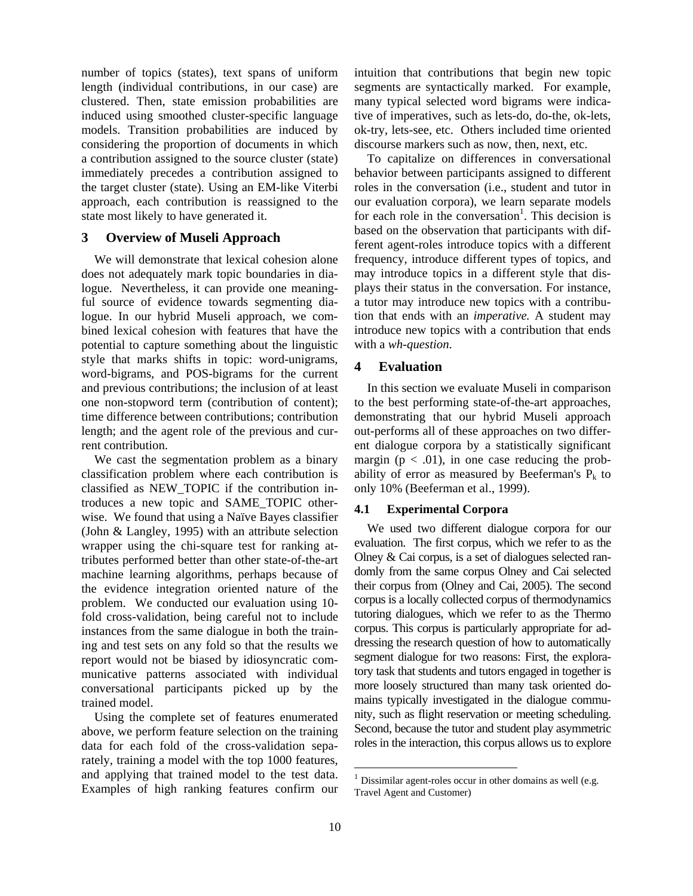number of topics (states), text spans of uniform length (individual contributions, in our case) are clustered. Then, state emission probabilities are induced using smoothed cluster-specific language models. Transition probabilities are induced by considering the proportion of documents in which a contribution assigned to the source cluster (state) immediately precedes a contribution assigned to the target cluster (state). Using an EM-like Viterbi approach, each contribution is reassigned to the state most likely to have generated it.

## 3 Overview of Museli Approach

We will demonstrate that lexical cohesion alone does not adequately mark topic boundaries in dialogue. Nevertheless, it can provide one meaningful source of evidence towards segmenting dialogue. In our hybrid Museli approach, we combined lexical cohesion with features that have the potential to capture something about the linguistic style that marks shifts in topic: word-unigrams, word-bigrams, and POS-bigrams for the current and previous contributions; the inclusion of at least one non-stopword term (contribution of content); time difference between contributions; contribution length; and the agent role of the previous and current contribution.

We cast the segmentation problem as a binary classification problem where each contribution is classified as NEW_TOPIC if the contribution introduces a new topic and SAME_TOPIC otherwise. We found that using a Naïve Bayes classifier (John & Langley, 1995) with an attribute selection wrapper using the chi-square test for ranking attributes performed better than other state-of-the-art machine learning algorithms, perhaps because of the evidence integration oriented nature of the problem. We conducted our evaluation using 10-fold cross-validation, being careful not to include instances from the same dialogue in both the training and test sets on any fold so that the results we report would not be biased by idiosyncratic communicative patterns associated with individual conversational participants picked up by the trained model.

Using the complete set of features enumerated above, we perform feature selection on the training data for each fold of the cross-validation separately, training a model with the top 1000 features, and applying that trained model to the test data. Examples of high ranking features confirm our intuition that contributions that begin new topic segments are syntactically marked. For example, many typical selected word bigrams were indicative of imperatives, such as lets-do, do-the, ok-lets, ok-try, lets-see, etc. Others included time oriented discourse markers such as now, then, next, etc.

To capitalize on differences in conversational behavior between participants assigned to different roles in the conversation (i.e., student and tutor in our evaluation corpora), we learn separate models for each role in the conversation[1]. This decision is based on the observation that participants with different agent-roles introduce topics with a different frequency, introduce different types of topics, and may introduce topics in a different style that displays their status in the conversation. For instance, a tutor may introduce new topics with a contribution that ends with an *imperative.* A student may introduce new topics with a contribution that ends with a *wh-question*.

## 4 Evaluation

In this section we evaluate Museli in comparison to the best performing state-of-the-art approaches, demonstrating that our hybrid Museli approach out-performs all of these approaches on two different dialogue corpora by a statistically significant margin ($p < .01$), in one case reducing the probability of error as measured by Beeferman's $P_k$ to only 10% (Beeferman et al., 1999).

### 4.1 Experimental Corpora

We used two different dialogue corpora for our evaluation. The first corpus, which we refer to as the Olney & Cai corpus, is a set of dialogues selected randomly from the same corpus Olney and Cai selected their corpus from (Olney and Cai, 2005). The second corpus is a locally collected corpus of thermodynamics tutoring dialogues, which we refer to as the Thermo corpus. This corpus is particularly appropriate for addressing the research question of how to automatically segment dialogue for two reasons: First, the exploratory task that students and tutors engaged in together is more loosely structured than many task oriented domains typically investigated in the dialogue community, such as flight reservation or meeting scheduling. Second, because the tutor and student play asymmetric roles in the interaction, this corpus allows us to explore

[1] Dissimilar agent-roles occur in other domains as well (e.g. Travel Agent and Customer)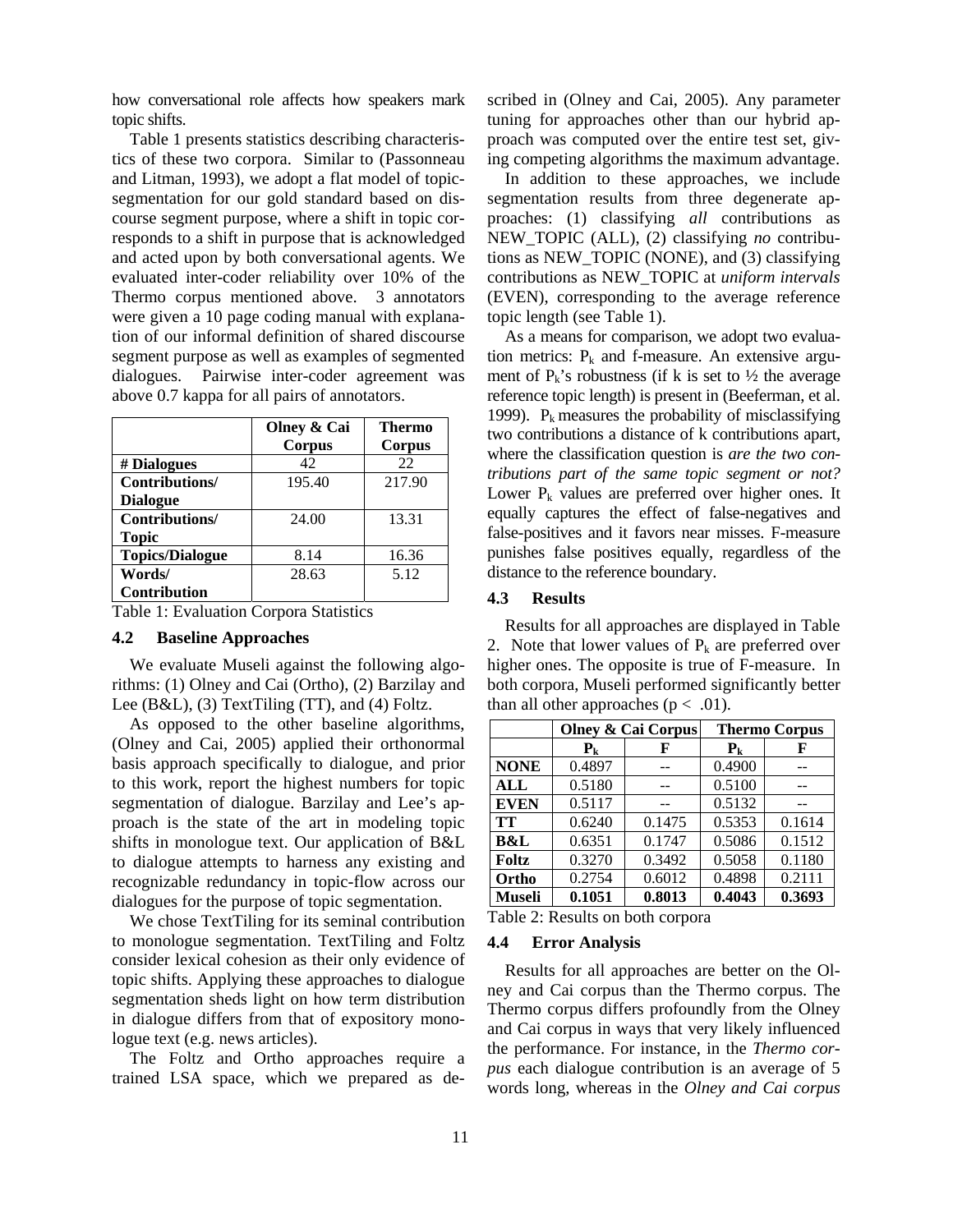how conversational role affects how speakers mark topic shifts.

Table 1 presents statistics describing characteristics of these two corpora. Similar to (Passonneau and Litman, 1993), we adopt a flat model of topic-segmentation for our gold standard based on discourse segment purpose, where a shift in topic corresponds to a shift in purpose that is acknowledged and acted upon by both conversational agents. We evaluated inter-coder reliability over 10% of the Thermo corpus mentioned above. 3 annotators were given a 10 page coding manual with explanation of our informal definition of shared discourse segment purpose as well as examples of segmented dialogues. Pairwise inter-coder agreement was above 0.7 kappa for all pairs of annotators.

| | Olney & Cai Corpus | Thermo Corpus |
|---|---|---|
| **# Dialogues** | 42 | 22 |
| **Contributions/ Dialogue** | 195.40 | 217.90 |
| **Contributions/ Topic** | 24.00 | 13.31 |
| **Topics/Dialogue** | 8.14 | 16.36 |
| **Words/ Contribution** | 28.63 | 5.12 |

Table 1: Evaluation Corpora Statistics

### 4.2 Baseline Approaches

We evaluate Museli against the following algorithms: (1) Olney and Cai (Ortho), (2) Barzilay and Lee (B&L), (3) TextTiling (TT), and (4) Foltz.

As opposed to the other baseline algorithms, (Olney and Cai, 2005) applied their orthonormal basis approach specifically to dialogue, and prior to this work, report the highest numbers for topic segmentation of dialogue. Barzilay and Lee's approach is the state of the art in modeling topic shifts in monologue text. Our application of B&L to dialogue attempts to harness any existing and recognizable redundancy in topic-flow across our dialogues for the purpose of topic segmentation.

We chose TextTiling for its seminal contribution to monologue segmentation. TextTiling and Foltz consider lexical cohesion as their only evidence of topic shifts. Applying these approaches to dialogue segmentation sheds light on how term distribution in dialogue differs from that of expository monologue text (e.g. news articles).

The Foltz and Ortho approaches require a trained LSA space, which we prepared as described in (Olney and Cai, 2005). Any parameter tuning for approaches other than our hybrid approach was computed over the entire test set, giving competing algorithms the maximum advantage.

In addition to these approaches, we include segmentation results from three degenerate approaches: (1) classifying *all* contributions as NEW_TOPIC (ALL), (2) classifying *no* contributions as NEW_TOPIC (NONE), and (3) classifying contributions as NEW_TOPIC at *uniform intervals* (EVEN), corresponding to the average reference topic length (see Table 1).

As a means for comparison, we adopt two evaluation metrics: $P_k$ and f-measure. An extensive argument of $P_k$'s robustness (if k is set to ½ the average reference topic length) is present in (Beeferman, et al. 1999). $P_k$ measures the probability of misclassifying two contributions a distance of k contributions apart, where the classification question is *are the two contributions part of the same topic segment or not?* Lower $P_k$ values are preferred over higher ones. It equally captures the effect of false-negatives and false-positives and it favors near misses. F-measure punishes false positives equally, regardless of the distance to the reference boundary.

### 4.3 Results

Results for all approaches are displayed in Table 2. Note that lower values of $P_k$ are preferred over higher ones. The opposite is true of F-measure. In both corpora, Museli performed significantly better than all other approaches ($p < .01$).

| | Olney & Cai Corpus | | Thermo Corpus | |
|---|---|---|---|---|
| | $P_k$ | F | $P_k$ | F |
| **NONE** | 0.4897 | -- | 0.4900 | -- |
| **ALL** | 0.5180 | -- | 0.5100 | -- |
| **EVEN** | 0.5117 | -- | 0.5132 | -- |
| **TT** | 0.6240 | 0.1475 | 0.5353 | 0.1614 |
| **B&L** | 0.6351 | 0.1747 | 0.5086 | 0.1512 |
| **Foltz** | 0.3270 | 0.3492 | 0.5058 | 0.1180 |
| **Ortho** | 0.2754 | 0.6012 | 0.4898 | 0.2111 |
| **Museli** | **0.1051** | **0.8013** | **0.4043** | **0.3693** |

Table 2: Results on both corpora

### 4.4 Error Analysis

Results for all approaches are better on the Olney and Cai corpus than the Thermo corpus. The Thermo corpus differs profoundly from the Olney and Cai corpus in ways that very likely influenced the performance. For instance, in the *Thermo corpus* each dialogue contribution is an average of 5 words long, whereas in the *Olney and Cai corpus*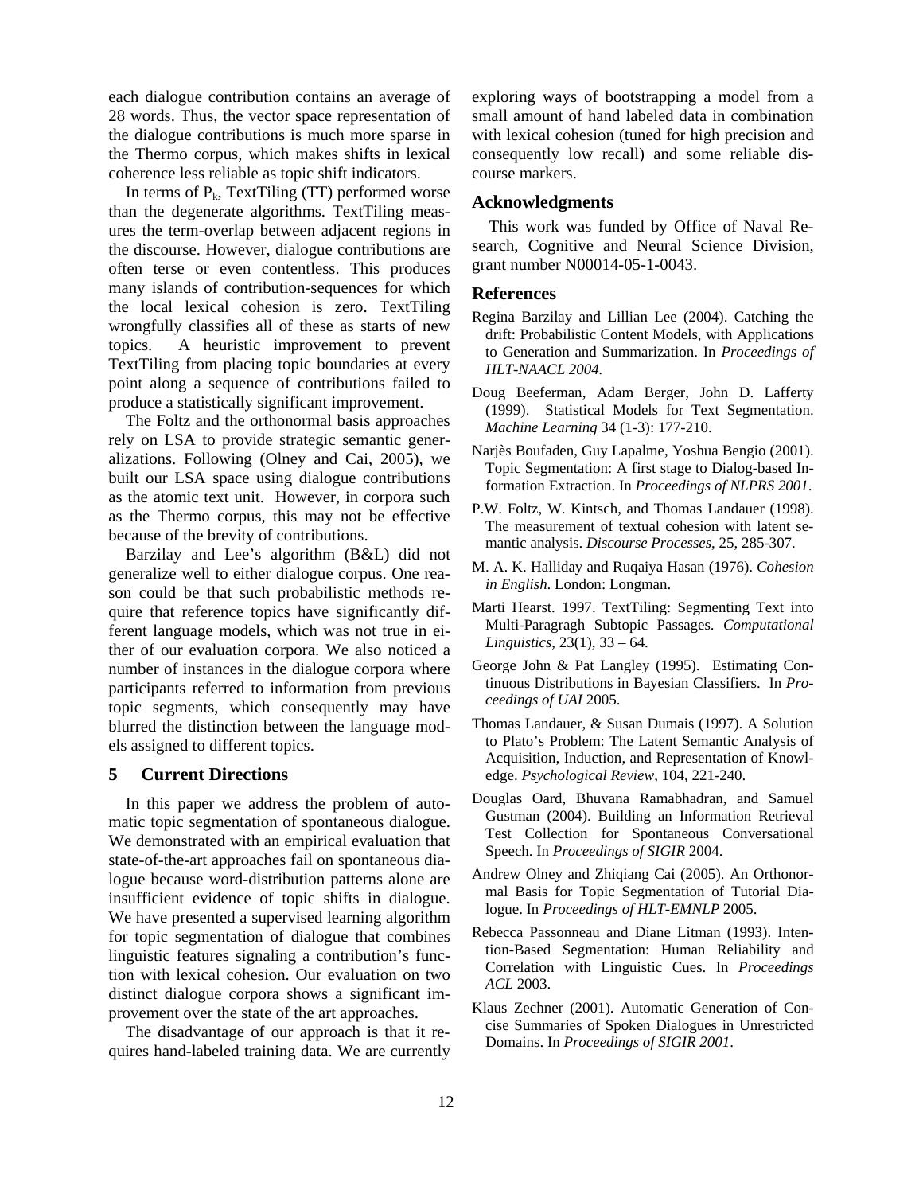each dialogue contribution contains an average of 28 words. Thus, the vector space representation of the dialogue contributions is much more sparse in the Thermo corpus, which makes shifts in lexical coherence less reliable as topic shift indicators.

In terms of $P_k$, TextTiling (TT) performed worse than the degenerate algorithms. TextTiling measures the term-overlap between adjacent regions in the discourse. However, dialogue contributions are often terse or even contentless. This produces many islands of contribution-sequences for which the local lexical cohesion is zero. TextTiling wrongfully classifies all of these as starts of new topics. A heuristic improvement to prevent TextTiling from placing topic boundaries at every point along a sequence of contributions failed to produce a statistically significant improvement.

The Foltz and the orthonormal basis approaches rely on LSA to provide strategic semantic generalizations. Following (Olney and Cai, 2005), we built our LSA space using dialogue contributions as the atomic text unit. However, in corpora such as the Thermo corpus, this may not be effective because of the brevity of contributions.

Barzilay and Lee's algorithm (B&L) did not generalize well to either dialogue corpus. One reason could be that such probabilistic methods require that reference topics have significantly different language models, which was not true in either of our evaluation corpora. We also noticed a number of instances in the dialogue corpora where participants referred to information from previous topic segments, which consequently may have blurred the distinction between the language models assigned to different topics.

## 5 Current Directions

In this paper we address the problem of automatic topic segmentation of spontaneous dialogue. We demonstrated with an empirical evaluation that state-of-the-art approaches fail on spontaneous dialogue because word-distribution patterns alone are insufficient evidence of topic shifts in dialogue. We have presented a supervised learning algorithm for topic segmentation of dialogue that combines linguistic features signaling a contribution's function with lexical cohesion. Our evaluation on two distinct dialogue corpora shows a significant improvement over the state of the art approaches.

The disadvantage of our approach is that it requires hand-labeled training data. We are currently exploring ways of bootstrapping a model from a small amount of hand labeled data in combination with lexical cohesion (tuned for high precision and consequently low recall) and some reliable discourse markers.

## Acknowledgments

This work was funded by Office of Naval Research, Cognitive and Neural Science Division, grant number N00014-05-1-0043.

## References

Regina Barzilay and Lillian Lee (2004). Catching the drift: Probabilistic Content Models, with Applications to Generation and Summarization. In *Proceedings of HLT-NAACL 2004.*

Doug Beeferman, Adam Berger, John D. Lafferty (1999). Statistical Models for Text Segmentation. *Machine Learning* 34 (1-3): 177-210.

Narjès Boufaden, Guy Lapalme, Yoshua Bengio (2001). Topic Segmentation: A first stage to Dialog-based Information Extraction. In *Proceedings of NLPRS 2001*.

P.W. Foltz, W. Kintsch, and Thomas Landauer (1998). The measurement of textual cohesion with latent semantic analysis. *Discourse Processes*, 25, 285-307.

M. A. K. Halliday and Ruqaiya Hasan (1976). *Cohesion in English*. London: Longman.

Marti Hearst. 1997. TextTiling: Segmenting Text into Multi-Paragragh Subtopic Passages. *Computational Linguistics*, 23(1), 33 – 64.

George John & Pat Langley (1995). Estimating Continuous Distributions in Bayesian Classifiers. In *Proceedings of UAI* 2005.

Thomas Landauer, & Susan Dumais (1997). A Solution to Plato's Problem: The Latent Semantic Analysis of Acquisition, Induction, and Representation of Knowledge. *Psychological Review*, 104, 221-240.

Douglas Oard, Bhuvana Ramabhadran, and Samuel Gustman (2004). Building an Information Retrieval Test Collection for Spontaneous Conversational Speech. In *Proceedings of SIGIR* 2004.

Andrew Olney and Zhiqiang Cai (2005). An Orthonormal Basis for Topic Segmentation of Tutorial Dialogue. In *Proceedings of HLT-EMNLP* 2005.

Rebecca Passonneau and Diane Litman (1993). Intention-Based Segmentation: Human Reliability and Correlation with Linguistic Cues. In *Proceedings ACL* 2003.

Klaus Zechner (2001). Automatic Generation of Concise Summaries of Spoken Dialogues in Unrestricted Domains. In *Proceedings of SIGIR 2001*.